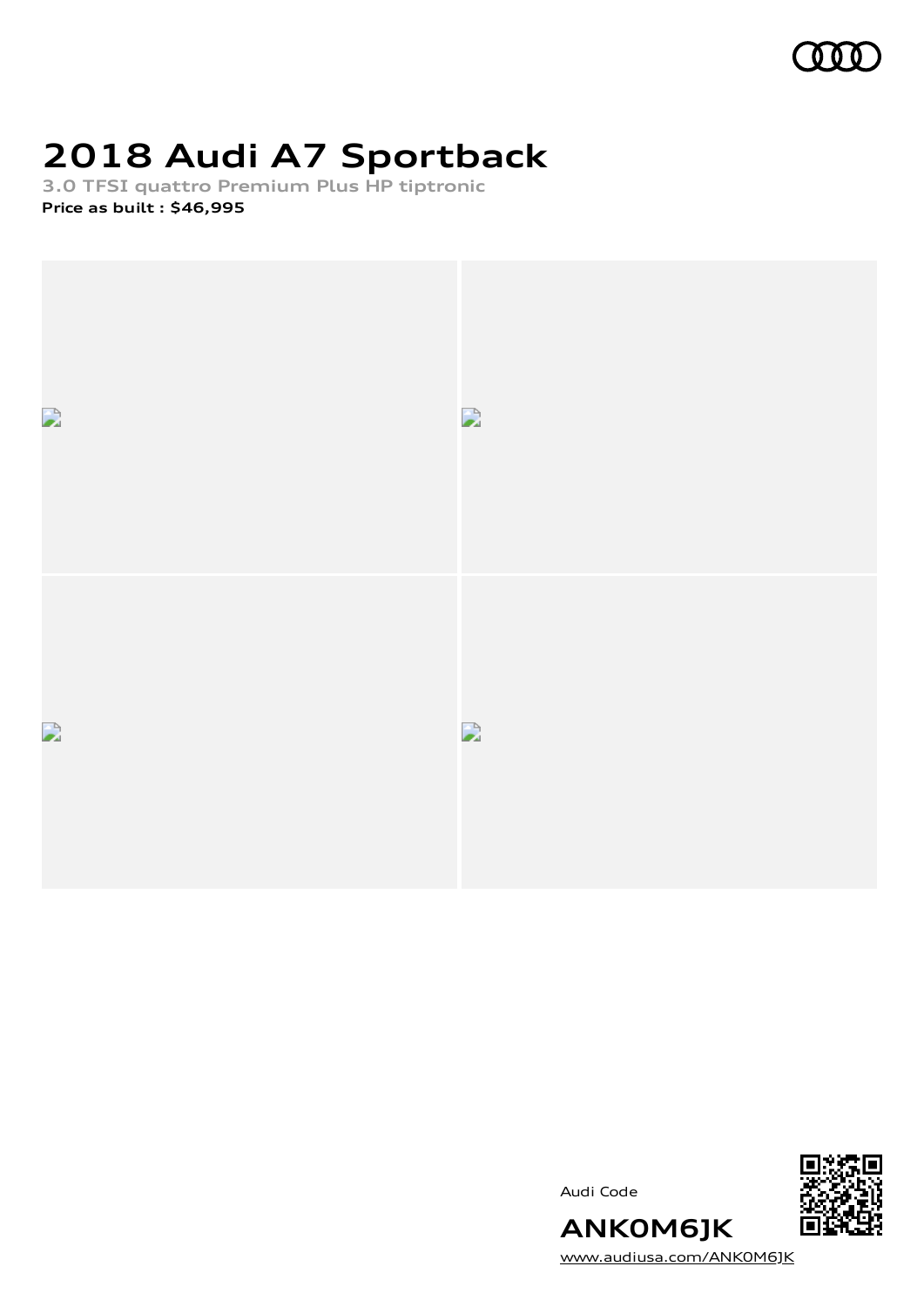# 2018 Audi A7 Sportback

**3.0 TFSI quattro Premium Plus HP tiptronic**

**Price as built : $46,995**

Audi Code

**ANK0M6JK**

www.audiusa.com/ANK0M6JK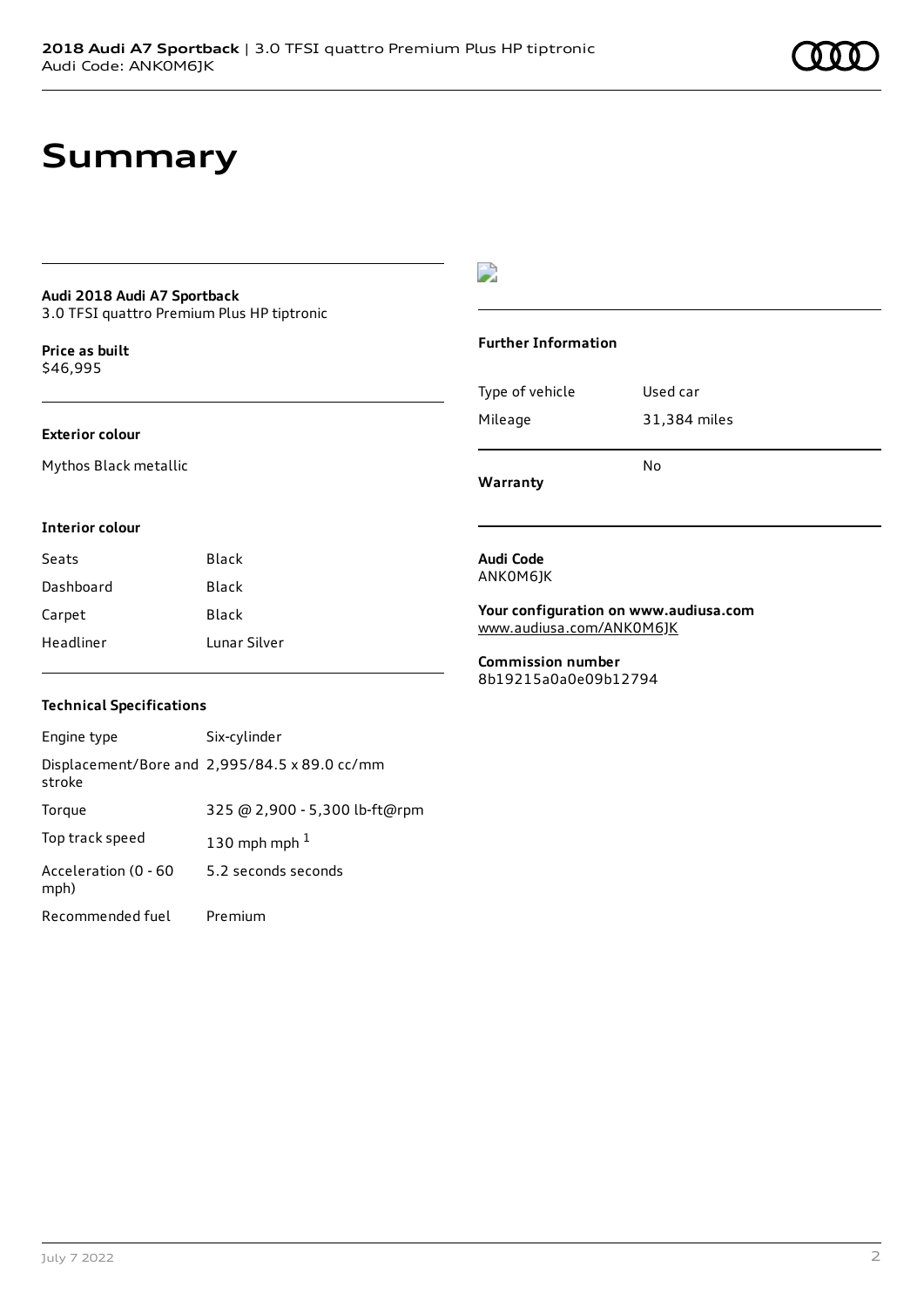# Summary

**Audi 2018 Audi A7 Sportback**
3.0 TFSI quattro Premium Plus HP tiptronic

**Price as built**
$46,995

### Exterior colour

Mythos Black metallic

### Interior colour

| | |
|---|---|
| Seats | Black |
| Dashboard | Black |
| Carpet | Black |
| Headliner | Lunar Silver |

### Technical Specifications

| | |
|---|---|
| Engine type | Six-cylinder |
| Displacement/Bore and stroke | 2,995/84.5 x 89.0 cc/mm |
| Torque | 325 @ 2,900 - 5,300 lb-ft@rpm |
| Top track speed | 130 mph mph [1] |
| Acceleration (0 - 60 mph) | 5.2 seconds seconds |
| Recommended fuel | Premium |

### Further Information

| | |
|---|---|
| Type of vehicle | Used car |
| Mileage | 31,384 miles |
| **Warranty** | No |

**Audi Code**
ANK0M6JK

**Your configuration on www.audiusa.com**
www.audiusa.com/ANK0M6JK

**Commission number**
8b19215a0a0e09b12794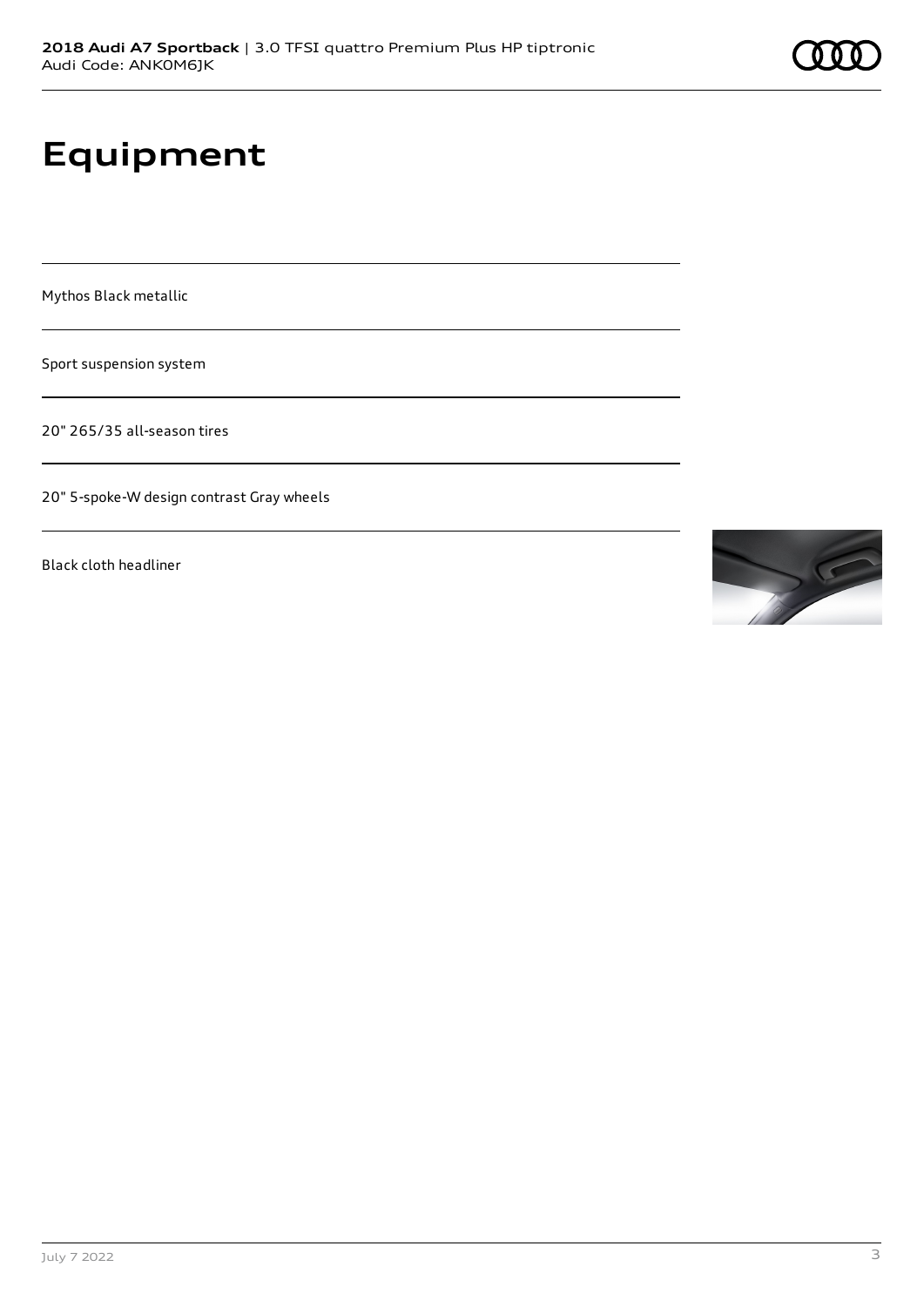# Equipment

Mythos Black metallic

Sport suspension system

20" 265/35 all-season tires

20" 5-spoke-W design contrast Gray wheels

Black cloth headliner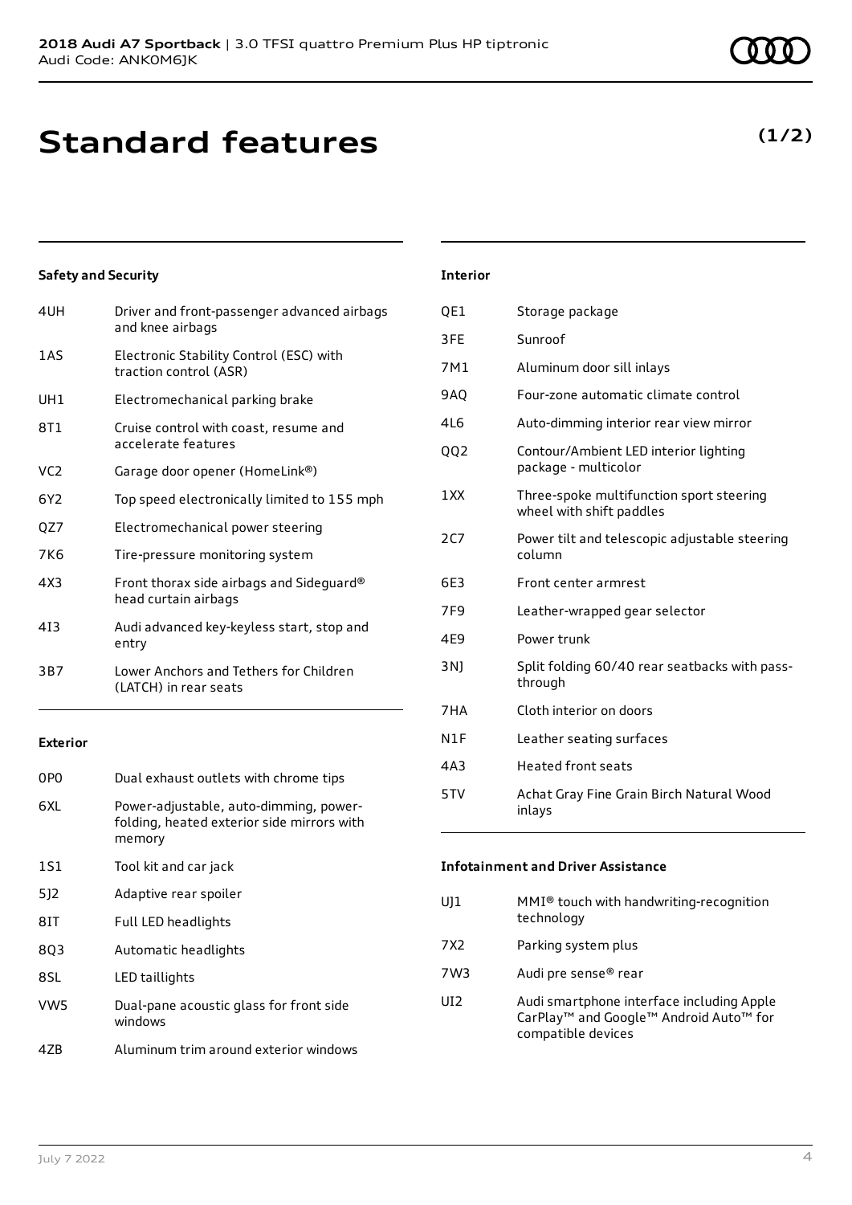# Standard features

**(1/2)**

### Safety and Security

| | |
|---|---|
| 4UH | Driver and front-passenger advanced airbags and knee airbags |
| 1AS | Electronic Stability Control (ESC) with traction control (ASR) |
| UH1 | Electromechanical parking brake |
| 8T1 | Cruise control with coast, resume and accelerate features |
| VC2 | Garage door opener (HomeLink®) |
| 6Y2 | Top speed electronically limited to 155 mph |
| QZ7 | Electromechanical power steering |
| 7K6 | Tire-pressure monitoring system |
| 4X3 | Front thorax side airbags and Sideguard® head curtain airbags |
| 4I3 | Audi advanced key-keyless start, stop and entry |
| 3B7 | Lower Anchors and Tethers for Children (LATCH) in rear seats |

### Exterior

| | |
|---|---|
| 0P0 | Dual exhaust outlets with chrome tips |
| 6XL | Power-adjustable, auto-dimming, power-folding, heated exterior side mirrors with memory |
| 1S1 | Tool kit and car jack |
| 5J2 | Adaptive rear spoiler |
| 8IT | Full LED headlights |
| 8Q3 | Automatic headlights |
| 8SL | LED taillights |
| VW5 | Dual-pane acoustic glass for front side windows |
| 4ZB | Aluminum trim around exterior windows |

### Interior

| | |
|---|---|
| QE1 | Storage package |
| 3FE | Sunroof |
| 7M1 | Aluminum door sill inlays |
| 9AQ | Four-zone automatic climate control |
| 4L6 | Auto-dimming interior rear view mirror |
| QQ2 | Contour/Ambient LED interior lighting package - multicolor |
| 1XX | Three-spoke multifunction sport steering wheel with shift paddles |
| 2C7 | Power tilt and telescopic adjustable steering column |
| 6E3 | Front center armrest |
| 7F9 | Leather-wrapped gear selector |
| 4E9 | Power trunk |
| 3NJ | Split folding 60/40 rear seatbacks with pass-through |
| 7HA | Cloth interior on doors |
| N1F | Leather seating surfaces |
| 4A3 | Heated front seats |
| 5TV | Achat Gray Fine Grain Birch Natural Wood inlays |

### Infotainment and Driver Assistance

| | |
|---|---|
| UJ1 | MMI® touch with handwriting-recognition technology |
| 7X2 | Parking system plus |
| 7W3 | Audi pre sense® rear |
| UI2 | Audi smartphone interface including Apple CarPlay™ and Google™ Android Auto™ for compatible devices |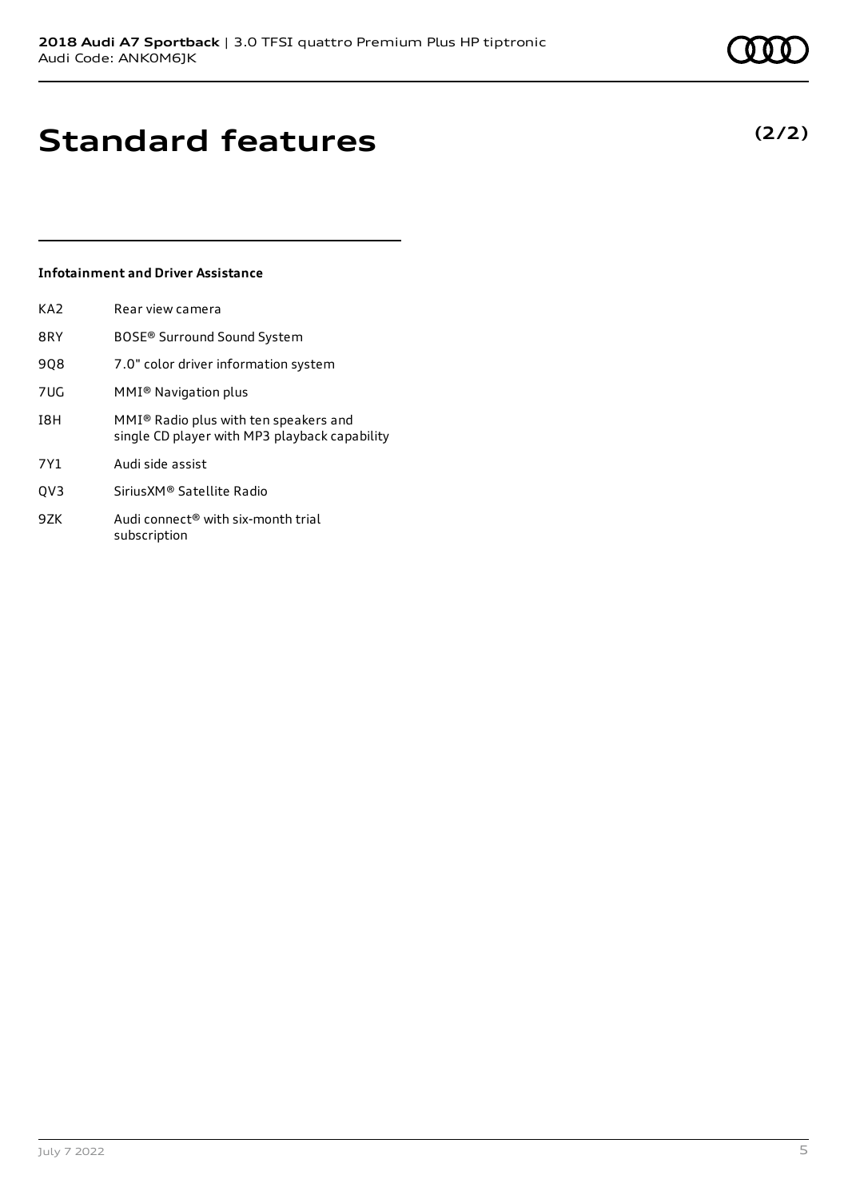# Standard features

**(2/2)**

### Infotainment and Driver Assistance

| | |
|---|---|
| KA2 | Rear view camera |
| 8RY | BOSE® Surround Sound System |
| 9Q8 | 7.0" color driver information system |
| 7UG | MMI® Navigation plus |
| I8H | MMI® Radio plus with ten speakers and single CD player with MP3 playback capability |
| 7Y1 | Audi side assist |
| QV3 | SiriusXM® Satellite Radio |
| 9ZK | Audi connect® with six-month trial subscription |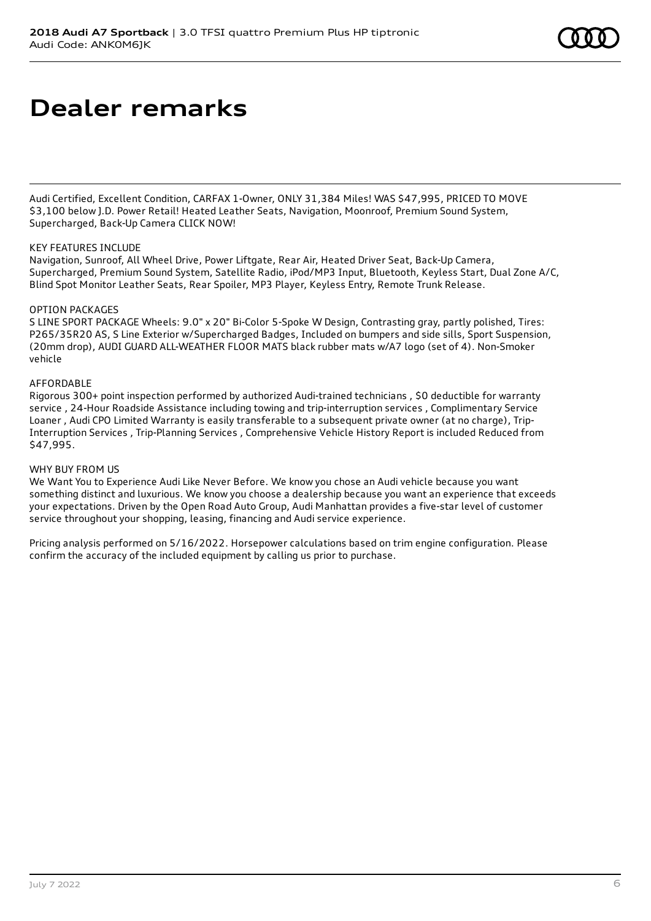# Dealer remarks

Audi Certified, Excellent Condition, CARFAX 1-Owner, ONLY 31,384 Miles! WAS $47,995, PRICED TO MOVE $3,100 below J.D. Power Retail! Heated Leather Seats, Navigation, Moonroof, Premium Sound System, Supercharged, Back-Up Camera CLICK NOW!

KEY FEATURES INCLUDE
Navigation, Sunroof, All Wheel Drive, Power Liftgate, Rear Air, Heated Driver Seat, Back-Up Camera, Supercharged, Premium Sound System, Satellite Radio, iPod/MP3 Input, Bluetooth, Keyless Start, Dual Zone A/C, Blind Spot Monitor Leather Seats, Rear Spoiler, MP3 Player, Keyless Entry, Remote Trunk Release.

OPTION PACKAGES
S LINE SPORT PACKAGE Wheels: 9.0" x 20" Bi-Color 5-Spoke W Design, Contrasting gray, partly polished, Tires: P265/35R20 AS, S Line Exterior w/Supercharged Badges, Included on bumpers and side sills, Sport Suspension, (20mm drop), AUDI GUARD ALL-WEATHER FLOOR MATS black rubber mats w/A7 logo (set of 4). Non-Smoker vehicle

AFFORDABLE
Rigorous 300+ point inspection performed by authorized Audi-trained technicians , $0 deductible for warranty service , 24-Hour Roadside Assistance including towing and trip-interruption services , Complimentary Service Loaner , Audi CPO Limited Warranty is easily transferable to a subsequent private owner (at no charge), Trip-Interruption Services , Trip-Planning Services , Comprehensive Vehicle History Report is included Reduced from $47,995.

WHY BUY FROM US
We Want You to Experience Audi Like Never Before. We know you chose an Audi vehicle because you want something distinct and luxurious. We know you choose a dealership because you want an experience that exceeds your expectations. Driven by the Open Road Auto Group, Audi Manhattan provides a five-star level of customer service throughout your shopping, leasing, financing and Audi service experience.

Pricing analysis performed on 5/16/2022. Horsepower calculations based on trim engine configuration. Please confirm the accuracy of the included equipment by calling us prior to purchase.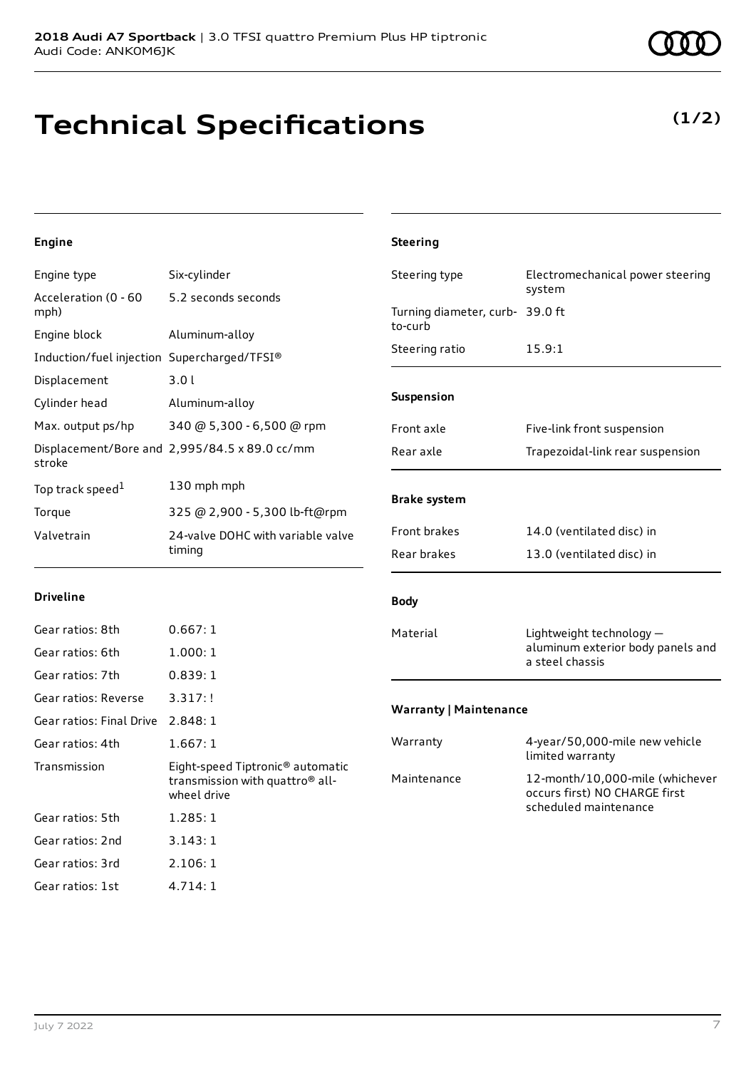**2018 Audi A7 Sportback** | 3.0 TFSI quattro Premium Plus HP tiptronic
Audi Code: ANK0M6JK

# Technical Specifications

**(1/2)**

### Engine

| | |
|---|---|
| Engine type | Six-cylinder |
| Acceleration (0 - 60 mph) | 5.2 seconds seconds |
| Engine block | Aluminum-alloy |
| Induction/fuel injection | Supercharged/TFSI® |
| Displacement | 3.0 l |
| Cylinder head | Aluminum-alloy |
| Max. output ps/hp | 340 @ 5,300 - 6,500 @ rpm |
| Displacement/Bore and stroke | 2,995/84.5 x 89.0 cc/mm |
| Top track speed[1] | 130 mph mph |
| Torque | 325 @ 2,900 - 5,300 lb-ft@rpm |
| Valvetrain | 24-valve DOHC with variable valve timing |

### Driveline

| | |
|---|---|
| Gear ratios: 8th | 0.667: 1 |
| Gear ratios: 6th | 1.000: 1 |
| Gear ratios: 7th | 0.839: 1 |
| Gear ratios: Reverse | 3.317: ! |
| Gear ratios: Final Drive | 2.848: 1 |
| Gear ratios: 4th | 1.667: 1 |
| Transmission | Eight-speed Tiptronic® automatic transmission with quattro® all-wheel drive |
| Gear ratios: 5th | 1.285: 1 |
| Gear ratios: 2nd | 3.143: 1 |
| Gear ratios: 3rd | 2.106: 1 |
| Gear ratios: 1st | 4.714: 1 |

### Steering

| | |
|---|---|
| Steering type | Electromechanical power steering system |
| Turning diameter, curb-to-curb | 39.0 ft |
| Steering ratio | 15.9:1 |

### Suspension

| | |
|---|---|
| Front axle | Five-link front suspension |
| Rear axle | Trapezoidal-link rear suspension |

### Brake system

| | |
|---|---|
| Front brakes | 14.0 (ventilated disc) in |
| Rear brakes | 13.0 (ventilated disc) in |

### Body

| | |
|---|---|
| Material | Lightweight technology — aluminum exterior body panels and a steel chassis |

### Warranty | Maintenance

| | |
|---|---|
| Warranty | 4-year/50,000-mile new vehicle limited warranty |
| Maintenance | 12-month/10,000-mile (whichever occurs first) NO CHARGE first scheduled maintenance |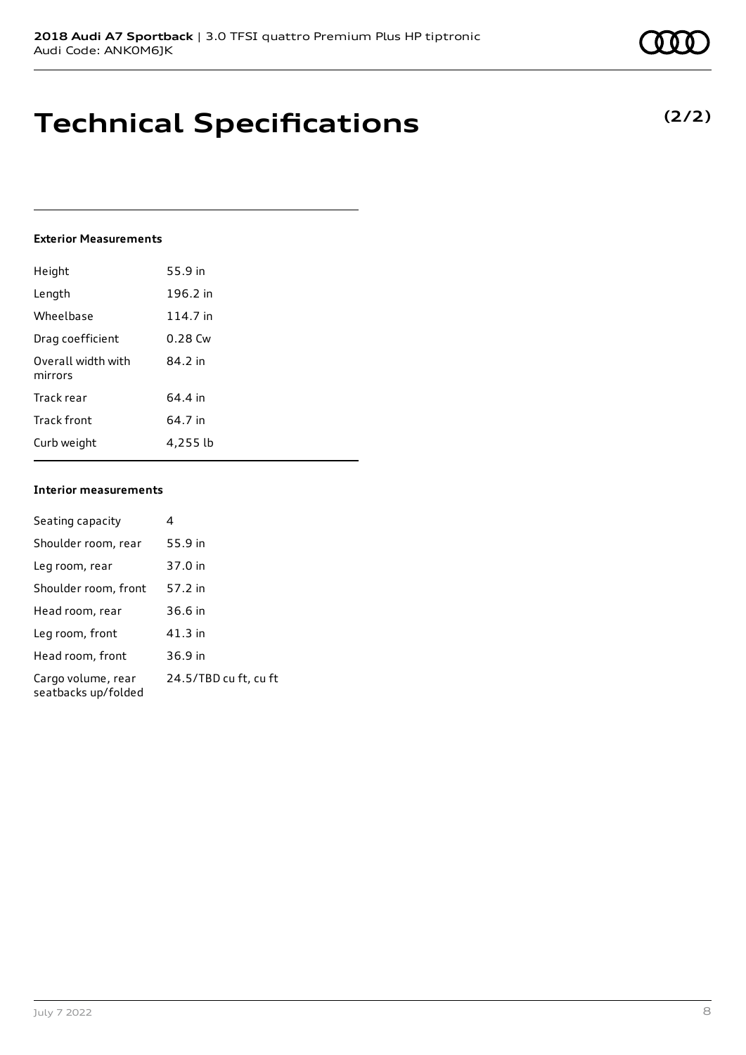# Technical Specifications

**(2/2)**

### Exterior Measurements

| | |
|---|---|
| Height | 55.9 in |
| Length | 196.2 in |
| Wheelbase | 114.7 in |
| Drag coefficient | 0.28 Cw |
| Overall width with mirrors | 84.2 in |
| Track rear | 64.4 in |
| Track front | 64.7 in |
| Curb weight | 4,255 lb |

### Interior measurements

| | |
|---|---|
| Seating capacity | 4 |
| Shoulder room, rear | 55.9 in |
| Leg room, rear | 37.0 in |
| Shoulder room, front | 57.2 in |
| Head room, rear | 36.6 in |
| Leg room, front | 41.3 in |
| Head room, front | 36.9 in |
| Cargo volume, rear seatbacks up/folded | 24.5/TBD cu ft, cu ft |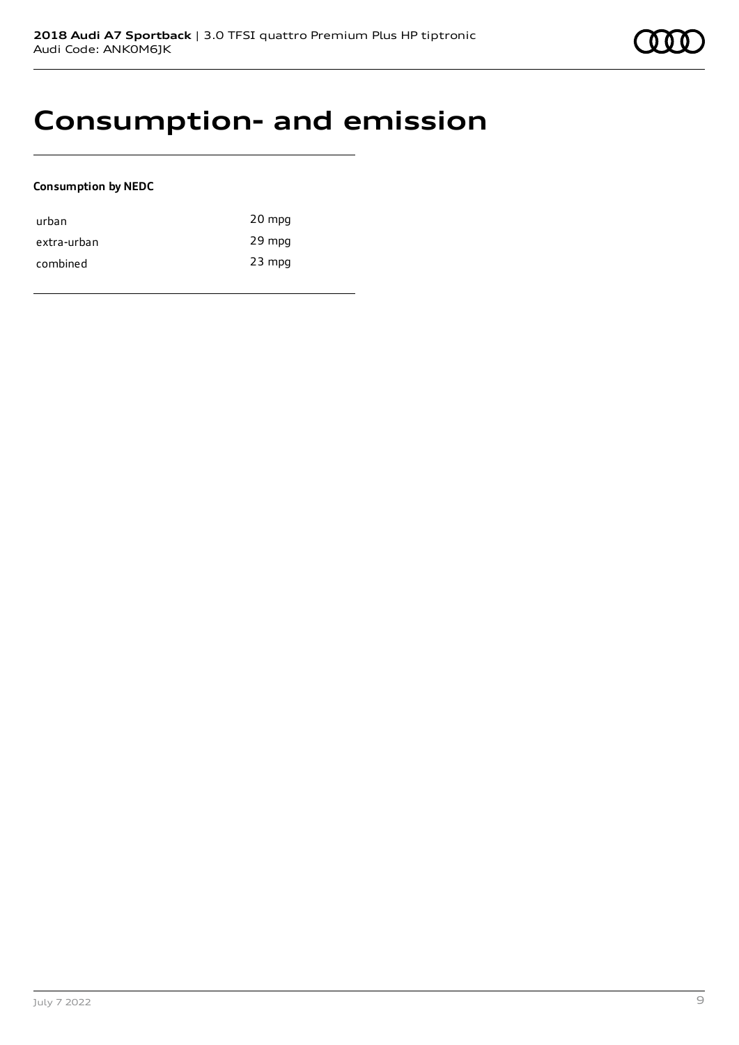# Consumption- and emission

**Consumption by NEDC**

| | |
|---|---|
| urban | 20 mpg |
| extra-urban | 29 mpg |
| combined | 23 mpg |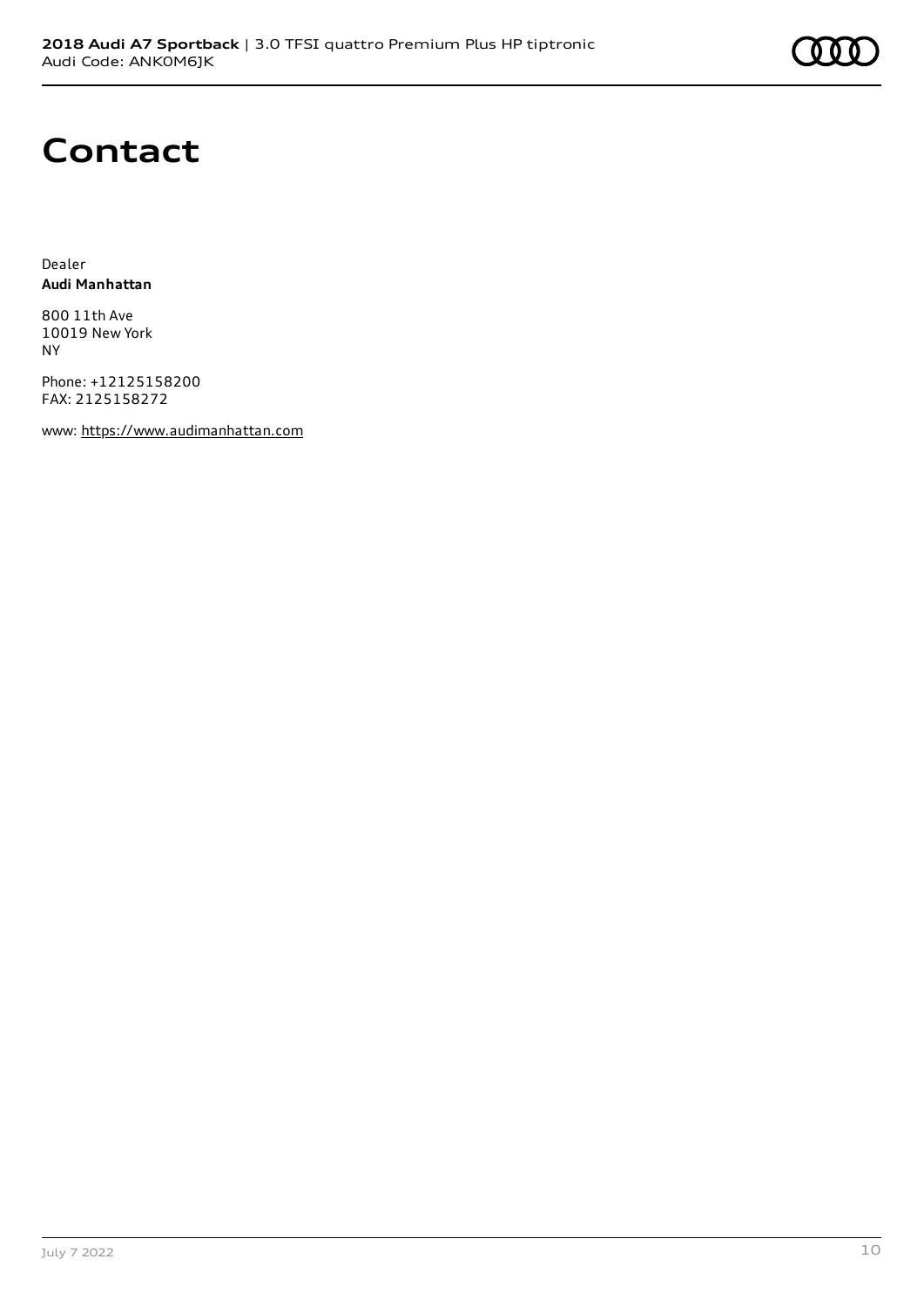# Contact

Dealer
**Audi Manhattan**

800 11th Ave
10019 New York
NY

Phone: +12125158200
FAX: 2125158272

www: https://www.audimanhattan.com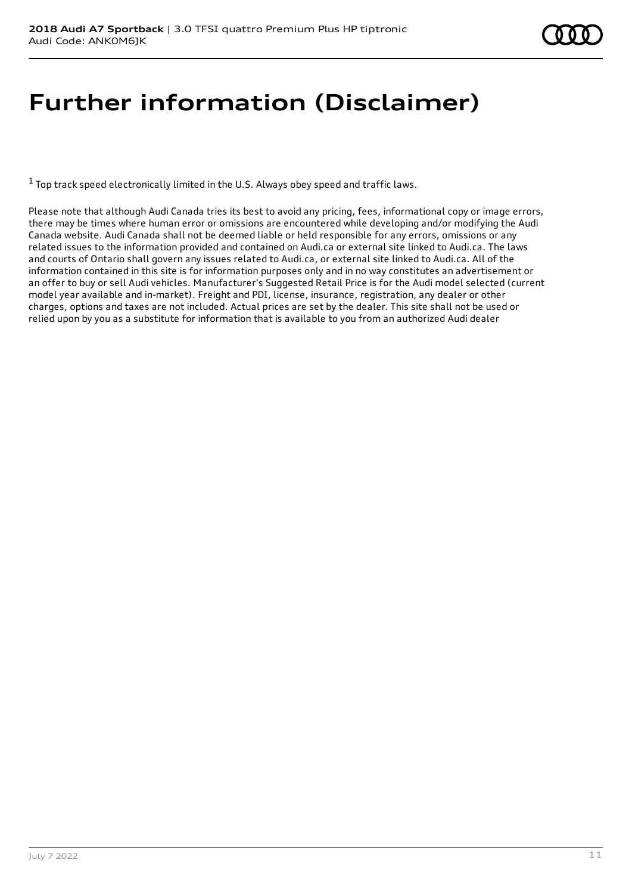# Further information (Disclaimer)

[1] Top track speed electronically limited in the U.S. Always obey speed and traffic laws.

Please note that although Audi Canada tries its best to avoid any pricing, fees, informational copy or image errors, there may be times where human error or omissions are encountered while developing and/or modifying the Audi Canada website. Audi Canada shall not be deemed liable or held responsible for any errors, omissions or any related issues to the information provided and contained on Audi.ca or external site linked to Audi.ca. The laws and courts of Ontario shall govern any issues related to Audi.ca, or external site linked to Audi.ca. All of the information contained in this site is for information purposes only and in no way constitutes an advertisement or an offer to buy or sell Audi vehicles. Manufacturer's Suggested Retail Price is for the Audi model selected (current model year available and in-market). Freight and PDI, license, insurance, registration, any dealer or other charges, options and taxes are not included. Actual prices are set by the dealer. This site shall not be used or relied upon by you as a substitute for information that is available to you from an authorized Audi dealer